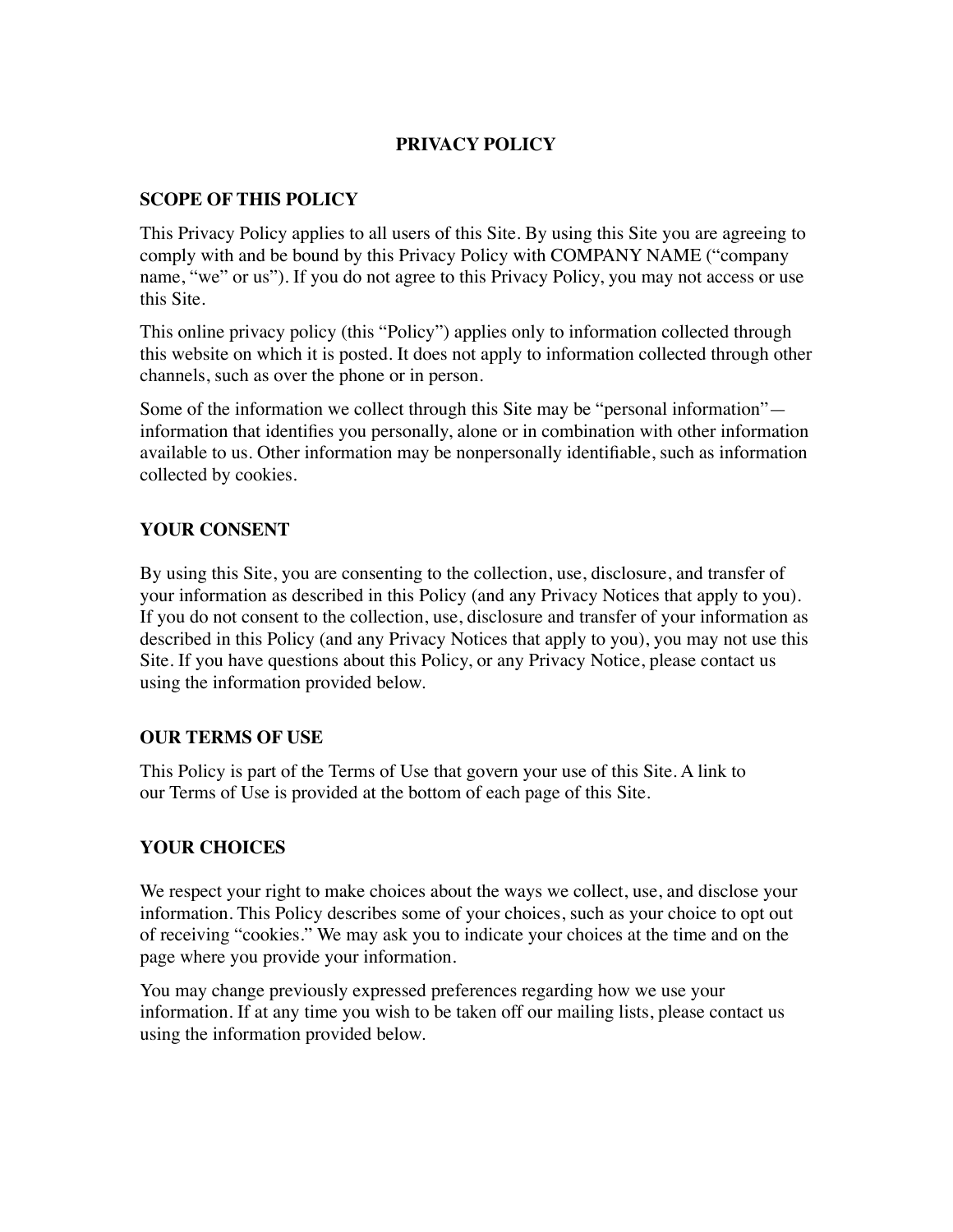# PRIVACY POLICY

## SCOPE OF THIS POLICY

This Privacy Policy applies to all users of this Site. By using this Site you are agreeing to comply with and be bound by this Privacy Policy with COMPANY NAME ("company name, "we" or us"). If you do not agree to this Privacy Policy, you may not access or use this Site.

This online privacy policy (this "Policy") applies only to information collected through this website on which it is posted. It does not apply to information collected through other channels, such as over the phone or in person.

Some of the information we collect through this Site may be "personal information"—information that identifies you personally, alone or in combination with other information available to us. Other information may be nonpersonally identifiable, such as information collected by cookies.

## YOUR CONSENT

By using this Site, you are consenting to the collection, use, disclosure, and transfer of your information as described in this Policy (and any Privacy Notices that apply to you). If you do not consent to the collection, use, disclosure and transfer of your information as described in this Policy (and any Privacy Notices that apply to you), you may not use this Site. If you have questions about this Policy, or any Privacy Notice, please contact us using the information provided below.

## OUR TERMS OF USE

This Policy is part of the Terms of Use that govern your use of this Site. A link to our Terms of Use is provided at the bottom of each page of this Site.

## YOUR CHOICES

We respect your right to make choices about the ways we collect, use, and disclose your information. This Policy describes some of your choices, such as your choice to opt out of receiving "cookies." We may ask you to indicate your choices at the time and on the page where you provide your information.

You may change previously expressed preferences regarding how we use your information. If at any time you wish to be taken off our mailing lists, please contact us using the information provided below.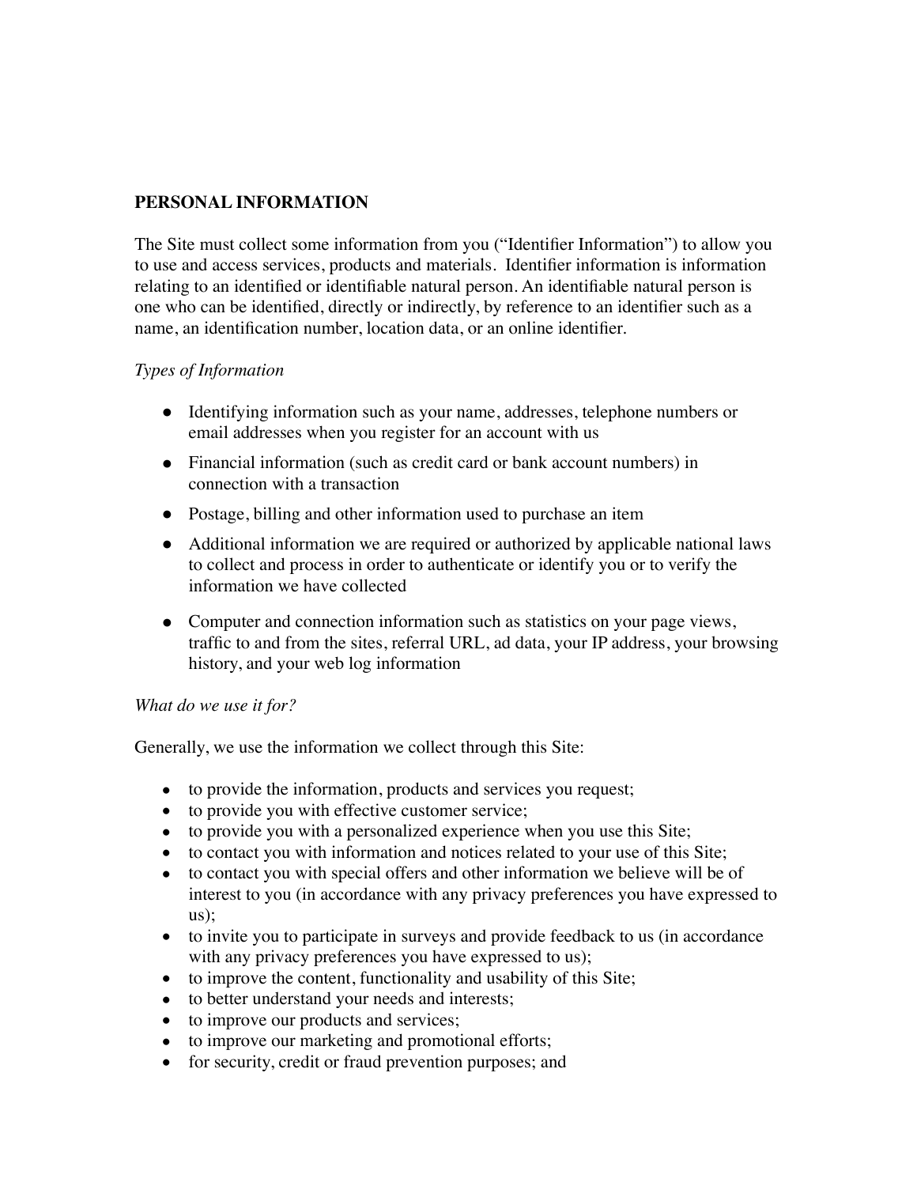## PERSONAL INFORMATION

The Site must collect some information from you ("Identifier Information") to allow you to use and access services, products and materials. Identifier information is information relating to an identified or identifiable natural person. An identifiable natural person is one who can be identified, directly or indirectly, by reference to an identifier such as a name, an identification number, location data, or an online identifier.

*Types of Information*

- Identifying information such as your name, addresses, telephone numbers or email addresses when you register for an account with us
- Financial information (such as credit card or bank account numbers) in connection with a transaction
- Postage, billing and other information used to purchase an item
- Additional information we are required or authorized by applicable national laws to collect and process in order to authenticate or identify you or to verify the information we have collected
- Computer and connection information such as statistics on your page views, traffic to and from the sites, referral URL, ad data, your IP address, your browsing history, and your web log information

*What do we use it for?*

Generally, we use the information we collect through this Site:

- to provide the information, products and services you request;
- to provide you with effective customer service;
- to provide you with a personalized experience when you use this Site;
- to contact you with information and notices related to your use of this Site;
- to contact you with special offers and other information we believe will be of interest to you (in accordance with any privacy preferences you have expressed to us);
- to invite you to participate in surveys and provide feedback to us (in accordance with any privacy preferences you have expressed to us);
- to improve the content, functionality and usability of this Site;
- to better understand your needs and interests;
- to improve our products and services;
- to improve our marketing and promotional efforts;
- for security, credit or fraud prevention purposes; and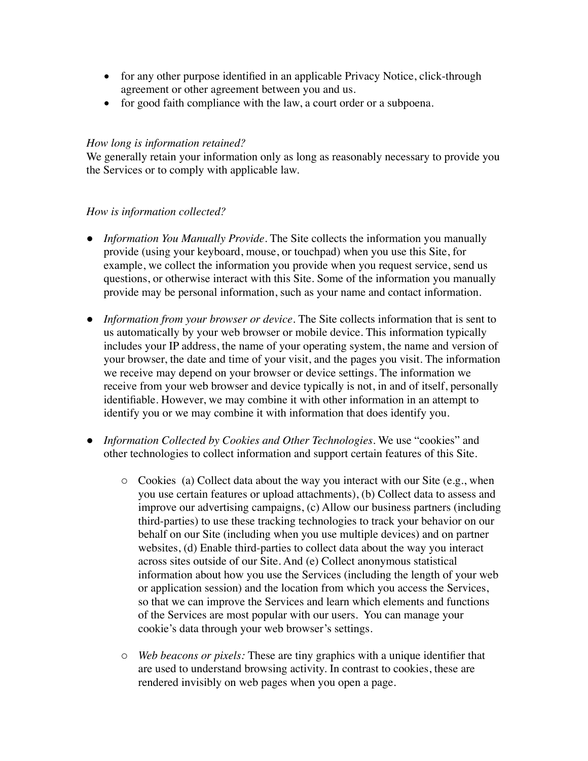- for any other purpose identified in an applicable Privacy Notice, click-through agreement or other agreement between you and us.
- for good faith compliance with the law, a court order or a subpoena.

*How long is information retained?*

We generally retain your information only as long as reasonably necessary to provide you the Services or to comply with applicable law.

*How is information collected?*

- *Information You Manually Provide*. The Site collects the information you manually provide (using your keyboard, mouse, or touchpad) when you use this Site, for example, we collect the information you provide when you request service, send us questions, or otherwise interact with this Site. Some of the information you manually provide may be personal information, such as your name and contact information.

- *Information from your browser or device*. The Site collects information that is sent to us automatically by your web browser or mobile device. This information typically includes your IP address, the name of your operating system, the name and version of your browser, the date and time of your visit, and the pages you visit. The information we receive may depend on your browser or device settings. The information we receive from your web browser and device typically is not, in and of itself, personally identifiable. However, we may combine it with other information in an attempt to identify you or we may combine it with information that does identify you.

- *Information Collected by Cookies and Other Technologies*. We use "cookies" and other technologies to collect information and support certain features of this Site.

    - Cookies (a) Collect data about the way you interact with our Site (e.g., when you use certain features or upload attachments), (b) Collect data to assess and improve our advertising campaigns, (c) Allow our business partners (including third-parties) to use these tracking technologies to track your behavior on our behalf on our Site (including when you use multiple devices) and on partner websites, (d) Enable third-parties to collect data about the way you interact across sites outside of our Site. And (e) Collect anonymous statistical information about how you use the Services (including the length of your web or application session) and the location from which you access the Services, so that we can improve the Services and learn which elements and functions of the Services are most popular with our users. You can manage your cookie's data through your web browser's settings.

    - *Web beacons or pixels:* These are tiny graphics with a unique identifier that are used to understand browsing activity. In contrast to cookies, these are rendered invisibly on web pages when you open a page.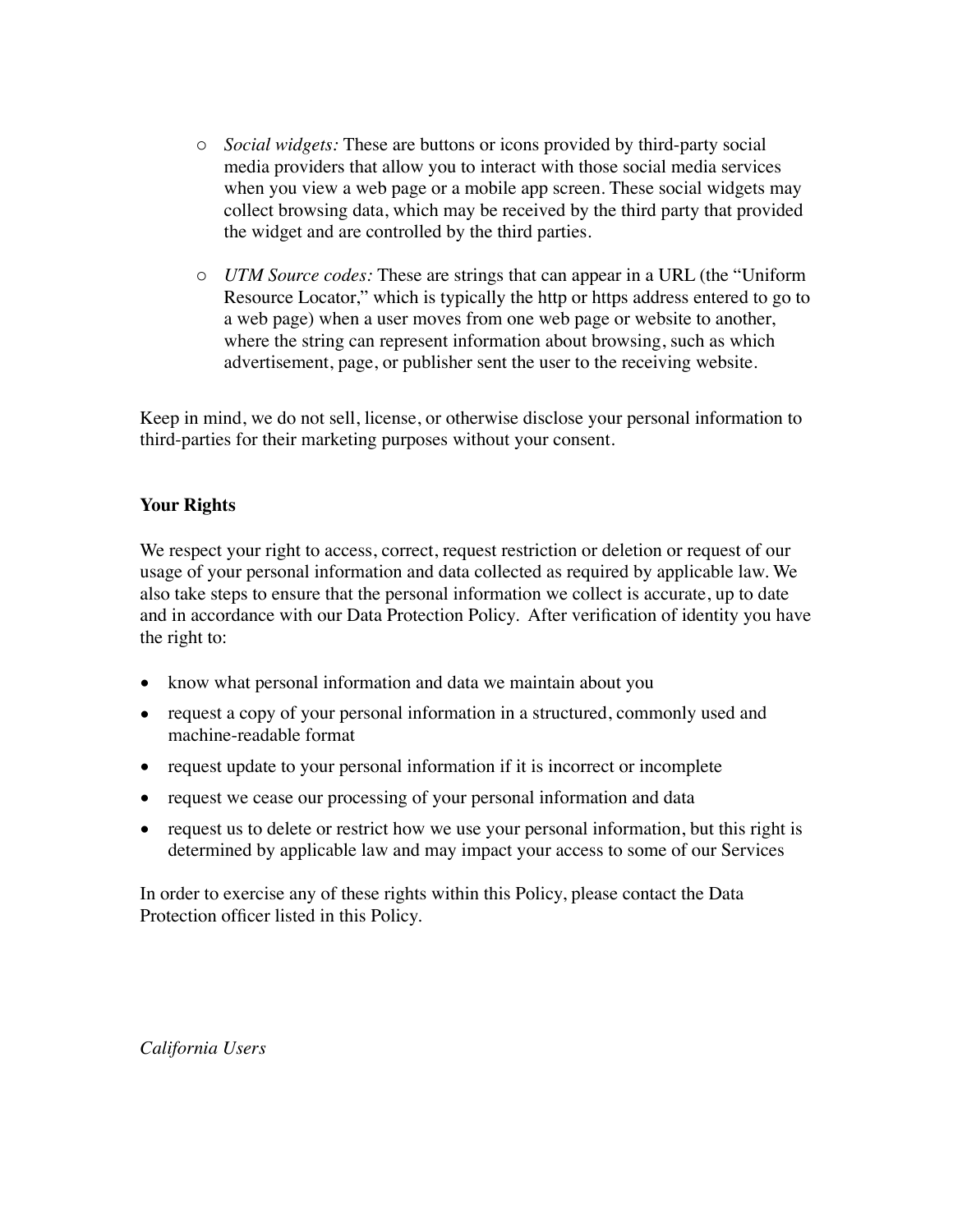- *Social widgets:* These are buttons or icons provided by third-party social media providers that allow you to interact with those social media services when you view a web page or a mobile app screen. These social widgets may collect browsing data, which may be received by the third party that provided the widget and are controlled by the third parties.

- *UTM Source codes:* These are strings that can appear in a URL (the "Uniform Resource Locator," which is typically the http or https address entered to go to a web page) when a user moves from one web page or website to another, where the string can represent information about browsing, such as which advertisement, page, or publisher sent the user to the receiving website.

Keep in mind, we do not sell, license, or otherwise disclose your personal information to third-parties for their marketing purposes without your consent.

**Your Rights**

We respect your right to access, correct, request restriction or deletion or request of our usage of your personal information and data collected as required by applicable law. We also take steps to ensure that the personal information we collect is accurate, up to date and in accordance with our Data Protection Policy. After verification of identity you have the right to:

- know what personal information and data we maintain about you
- request a copy of your personal information in a structured, commonly used and machine-readable format
- request update to your personal information if it is incorrect or incomplete
- request we cease our processing of your personal information and data
- request us to delete or restrict how we use your personal information, but this right is determined by applicable law and may impact your access to some of our Services

In order to exercise any of these rights within this Policy, please contact the Data Protection officer listed in this Policy.

*California Users*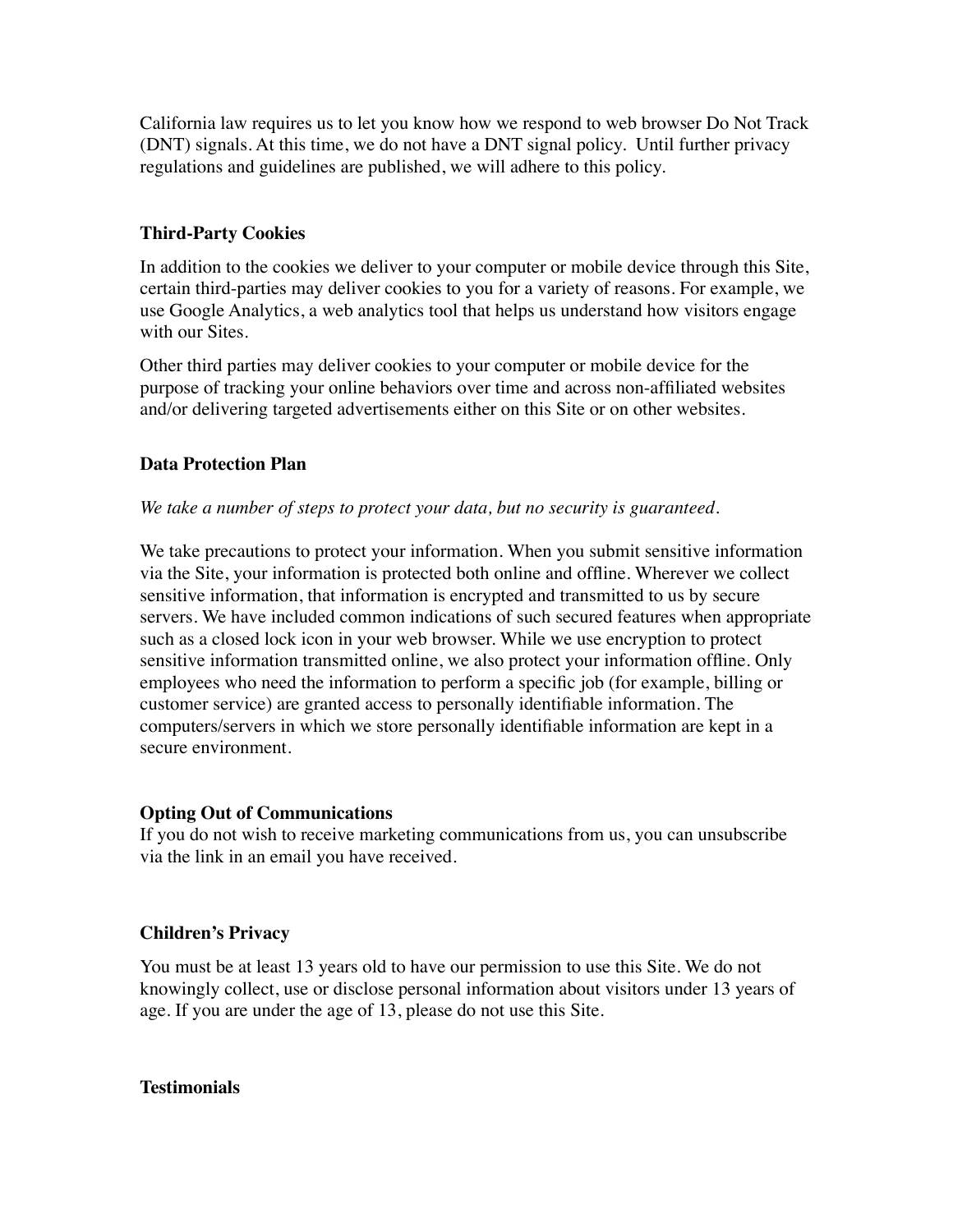California law requires us to let you know how we respond to web browser Do Not Track (DNT) signals. At this time, we do not have a DNT signal policy.  Until further privacy regulations and guidelines are published, we will adhere to this policy.

### Third-Party Cookies

In addition to the cookies we deliver to your computer or mobile device through this Site, certain third-parties may deliver cookies to you for a variety of reasons. For example, we use Google Analytics, a web analytics tool that helps us understand how visitors engage with our Sites.

Other third parties may deliver cookies to your computer or mobile device for the purpose of tracking your online behaviors over time and across non-affiliated websites and/or delivering targeted advertisements either on this Site or on other websites.

### Data Protection Plan

*We take a number of steps to protect your data, but no security is guaranteed.*

We take precautions to protect your information. When you submit sensitive information via the Site, your information is protected both online and offline. Wherever we collect sensitive information, that information is encrypted and transmitted to us by secure servers. We have included common indications of such secured features when appropriate such as a closed lock icon in your web browser. While we use encryption to protect sensitive information transmitted online, we also protect your information offline. Only employees who need the information to perform a specific job (for example, billing or customer service) are granted access to personally identifiable information. The computers/servers in which we store personally identifiable information are kept in a secure environment.

### Opting Out of Communications

If you do not wish to receive marketing communications from us, you can unsubscribe via the link in an email you have received.

### Children's Privacy

You must be at least 13 years old to have our permission to use this Site. We do not knowingly collect, use or disclose personal information about visitors under 13 years of age. If you are under the age of 13, please do not use this Site.

### Testimonials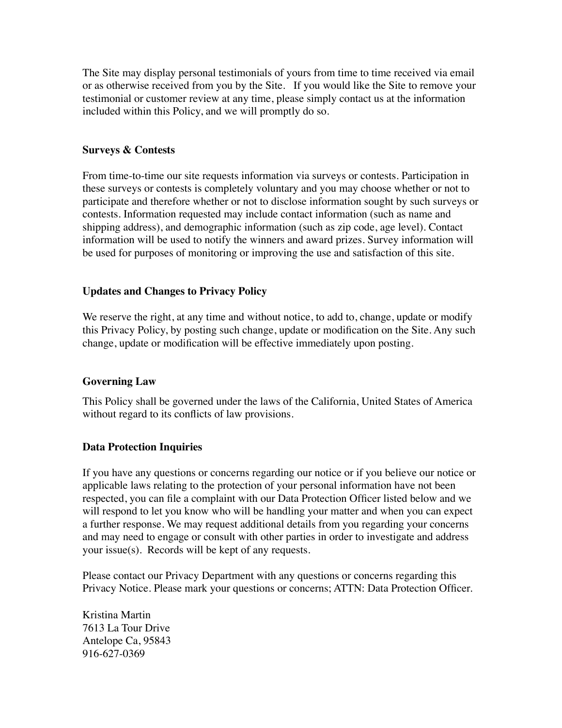The Site may display personal testimonials of yours from time to time received via email or as otherwise received from you by the Site.  If you would like the Site to remove your testimonial or customer review at any time, please simply contact us at the information included within this Policy, and we will promptly do so.

**Surveys & Contests**

From time-to-time our site requests information via surveys or contests. Participation in these surveys or contests is completely voluntary and you may choose whether or not to participate and therefore whether or not to disclose information sought by such surveys or contests. Information requested may include contact information (such as name and shipping address), and demographic information (such as zip code, age level). Contact information will be used to notify the winners and award prizes. Survey information will be used for purposes of monitoring or improving the use and satisfaction of this site.

**Updates and Changes to Privacy Policy**

We reserve the right, at any time and without notice, to add to, change, update or modify this Privacy Policy, by posting such change, update or modification on the Site. Any such change, update or modification will be effective immediately upon posting.

**Governing Law**

This Policy shall be governed under the laws of the California, United States of America without regard to its conflicts of law provisions.

**Data Protection Inquiries**

If you have any questions or concerns regarding our notice or if you believe our notice or applicable laws relating to the protection of your personal information have not been respected, you can file a complaint with our Data Protection Officer listed below and we will respond to let you know who will be handling your matter and when you can expect a further response. We may request additional details from you regarding your concerns and may need to engage or consult with other parties in order to investigate and address your issue(s).  Records will be kept of any requests.

Please contact our Privacy Department with any questions or concerns regarding this Privacy Notice. Please mark your questions or concerns; ATTN: Data Protection Officer.

Kristina Martin
7613 La Tour Drive
Antelope Ca, 95843
916-627-0369